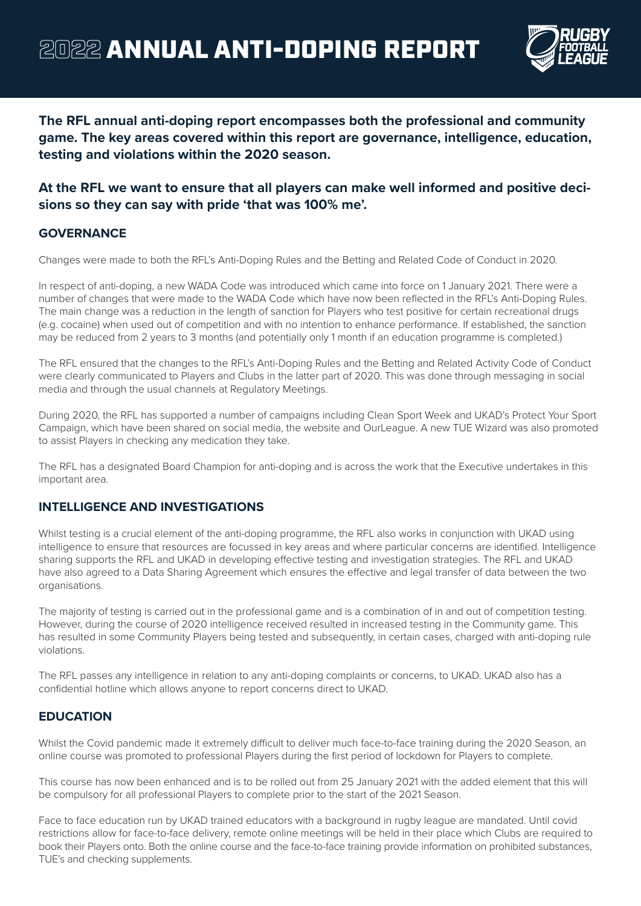# 2022 ANNUAL ANTI-DOPING REPORT

**The RFL annual anti-doping report encompasses both the professional and community game. The key areas covered within this report are governance, intelligence, education, testing and violations within the 2020 season.**

**At the RFL we want to ensure that all players can make well informed and positive decisions so they can say with pride 'that was 100% me'.**

## GOVERNANCE

Changes were made to both the RFL's Anti-Doping Rules and the Betting and Related Code of Conduct in 2020.

In respect of anti-doping, a new WADA Code was introduced which came into force on 1 January 2021. There were a number of changes that were made to the WADA Code which have now been reflected in the RFL's Anti-Doping Rules. The main change was a reduction in the length of sanction for Players who test positive for certain recreational drugs (e.g. cocaine) when used out of competition and with no intention to enhance performance. If established, the sanction may be reduced from 2 years to 3 months (and potentially only 1 month if an education programme is completed.)

The RFL ensured that the changes to the RFL's Anti-Doping Rules and the Betting and Related Activity Code of Conduct were clearly communicated to Players and Clubs in the latter part of 2020. This was done through messaging in social media and through the usual channels at Regulatory Meetings.

During 2020, the RFL has supported a number of campaigns including Clean Sport Week and UKAD's Protect Your Sport Campaign, which have been shared on social media, the website and OurLeague. A new TUE Wizard was also promoted to assist Players in checking any medication they take.

The RFL has a designated Board Champion for anti-doping and is across the work that the Executive undertakes in this important area.

## INTELLIGENCE AND INVESTIGATIONS

Whilst testing is a crucial element of the anti-doping programme, the RFL also works in conjunction with UKAD using intelligence to ensure that resources are focussed in key areas and where particular concerns are identified. Intelligence sharing supports the RFL and UKAD in developing effective testing and investigation strategies. The RFL and UKAD have also agreed to a Data Sharing Agreement which ensures the effective and legal transfer of data between the two organisations.

The majority of testing is carried out in the professional game and is a combination of in and out of competition testing. However, during the course of 2020 intelligence received resulted in increased testing in the Community game. This has resulted in some Community Players being tested and subsequently, in certain cases, charged with anti-doping rule violations.

The RFL passes any intelligence in relation to any anti-doping complaints or concerns, to UKAD. UKAD also has a confidential hotline which allows anyone to report concerns direct to UKAD.

## EDUCATION

Whilst the Covid pandemic made it extremely difficult to deliver much face-to-face training during the 2020 Season, an online course was promoted to professional Players during the first period of lockdown for Players to complete.

This course has now been enhanced and is to be rolled out from 25 January 2021 with the added element that this will be compulsory for all professional Players to complete prior to the start of the 2021 Season.

Face to face education run by UKAD trained educators with a background in rugby league are mandated. Until covid restrictions allow for face-to-face delivery, remote online meetings will be held in their place which Clubs are required to book their Players onto. Both the online course and the face-to-face training provide information on prohibited substances, TUE's and checking supplements.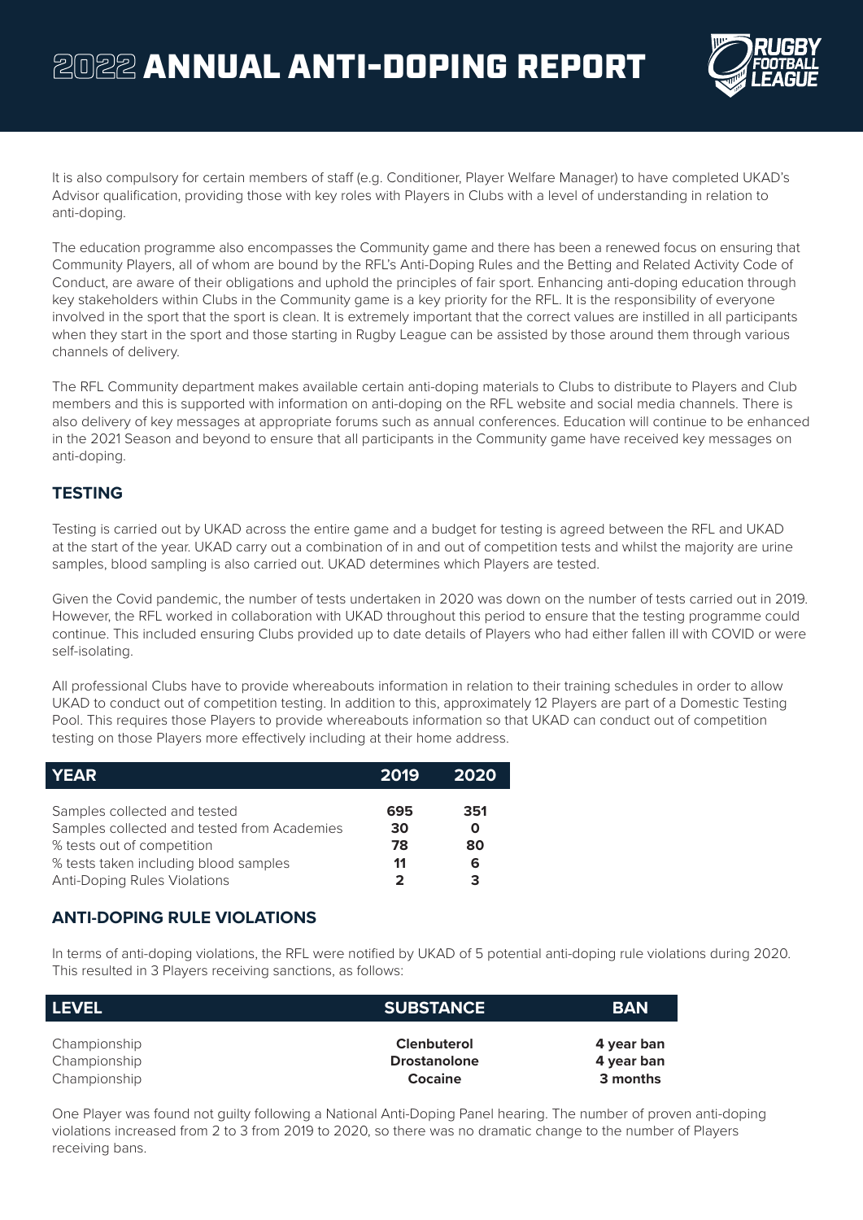# 2022 ANNUAL ANTI-DOPING REPORT

It is also compulsory for certain members of staff (e.g. Conditioner, Player Welfare Manager) to have completed UKAD's Advisor qualification, providing those with key roles with Players in Clubs with a level of understanding in relation to anti-doping.

The education programme also encompasses the Community game and there has been a renewed focus on ensuring that Community Players, all of whom are bound by the RFL's Anti-Doping Rules and the Betting and Related Activity Code of Conduct, are aware of their obligations and uphold the principles of fair sport. Enhancing anti-doping education through key stakeholders within Clubs in the Community game is a key priority for the RFL. It is the responsibility of everyone involved in the sport that the sport is clean. It is extremely important that the correct values are instilled in all participants when they start in the sport and those starting in Rugby League can be assisted by those around them through various channels of delivery.

The RFL Community department makes available certain anti-doping materials to Clubs to distribute to Players and Club members and this is supported with information on anti-doping on the RFL website and social media channels. There is also delivery of key messages at appropriate forums such as annual conferences. Education will continue to be enhanced in the 2021 Season and beyond to ensure that all participants in the Community game have received key messages on anti-doping.

## TESTING

Testing is carried out by UKAD across the entire game and a budget for testing is agreed between the RFL and UKAD at the start of the year. UKAD carry out a combination of in and out of competition tests and whilst the majority are urine samples, blood sampling is also carried out. UKAD determines which Players are tested.

Given the Covid pandemic, the number of tests undertaken in 2020 was down on the number of tests carried out in 2019. However, the RFL worked in collaboration with UKAD throughout this period to ensure that the testing programme could continue. This included ensuring Clubs provided up to date details of Players who had either fallen ill with COVID or were self-isolating.

All professional Clubs have to provide whereabouts information in relation to their training schedules in order to allow UKAD to conduct out of competition testing. In addition to this, approximately 12 Players are part of a Domestic Testing Pool. This requires those Players to provide whereabouts information so that UKAD can conduct out of competition testing on those Players more effectively including at their home address.

| YEAR | 2019 | 2020 |
|---|---|---|
| Samples collected and tested | **695** | **351** |
| Samples collected and tested from Academies | **30** | **0** |
| % tests out of competition | **78** | **80** |
| % tests taken including blood samples | **11** | **6** |
| Anti-Doping Rules Violations | **2** | **3** |

## ANTI-DOPING RULE VIOLATIONS

In terms of anti-doping violations, the RFL were notified by UKAD of 5 potential anti-doping rule violations during 2020. This resulted in 3 Players receiving sanctions, as follows:

| LEVEL | SUBSTANCE | BAN |
|---|---|---|
| Championship | **Clenbuterol** | **4 year ban** |
| Championship | **Drostanolone** | **4 year ban** |
| Championship | **Cocaine** | **3 months** |

One Player was found not guilty following a National Anti-Doping Panel hearing. The number of proven anti-doping violations increased from 2 to 3 from 2019 to 2020, so there was no dramatic change to the number of Players receiving bans.